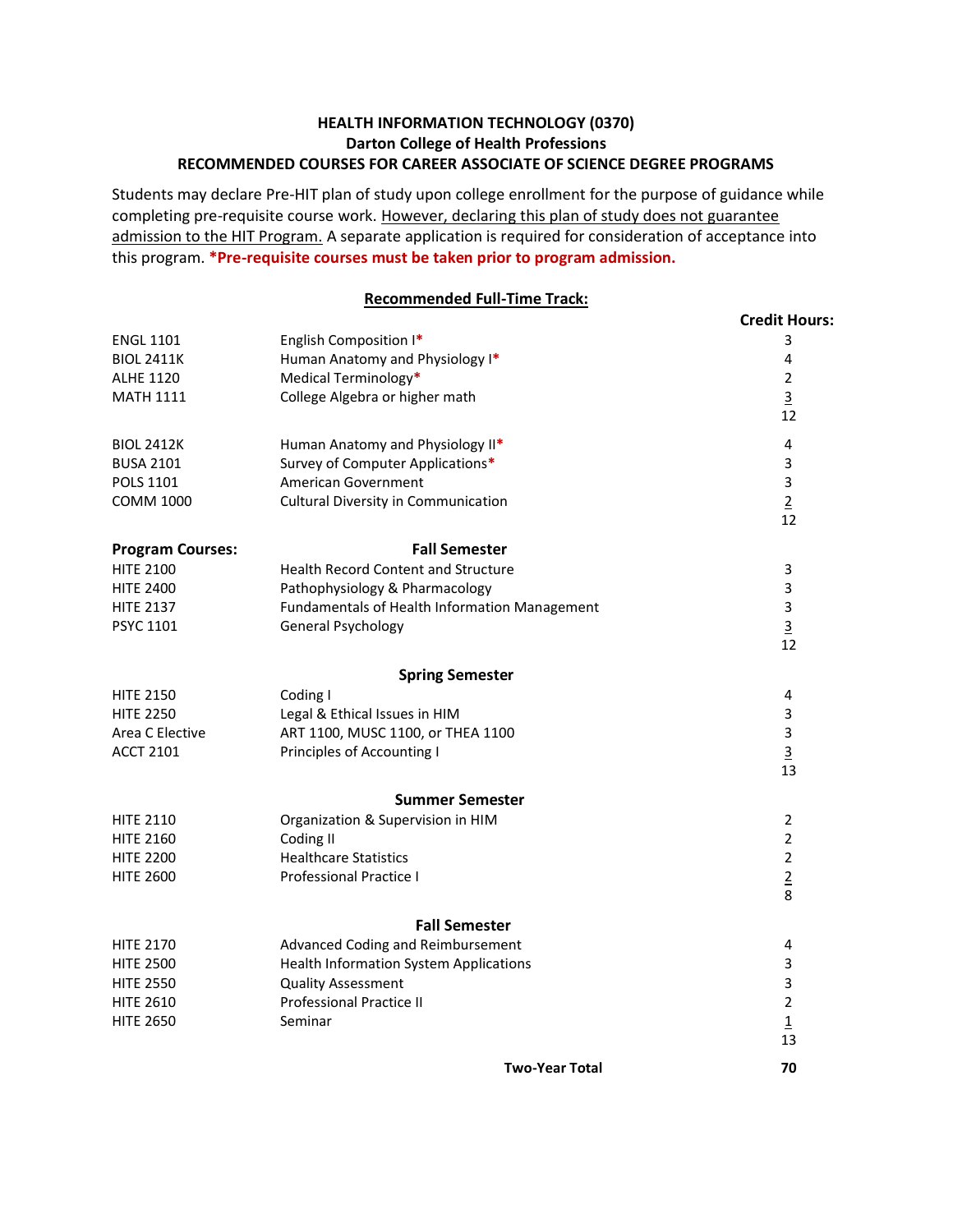**HEALTH INFORMATION TECHNOLOGY (0370)**
**Darton College of Health Professions**
**RECOMMENDED COURSES FOR CAREER ASSOCIATE OF SCIENCE DEGREE PROGRAMS**

Students may declare Pre-HIT plan of study upon college enrollment for the purpose of guidance while completing pre-requisite course work. <u>However, declaring this plan of study does not guarantee admission to the HIT Program.</u> A separate application is required for consideration of acceptance into this program. **\*Pre-requisite courses must be taken prior to program admission.**

**<u>Recommended Full-Time Track:</u>**

| | | **Credit Hours:** |
|---|---|---|
| ENGL 1101 | English Composition I* | 3 |
| BIOL 2411K | Human Anatomy and Physiology I* | 4 |
| ALHE 1120 | Medical Terminology* | 2 |
| MATH 1111 | College Algebra or higher math | 3 |
| | | 12 |
| BIOL 2412K | Human Anatomy and Physiology II* | 4 |
| BUSA 2101 | Survey of Computer Applications* | 3 |
| POLS 1101 | American Government | 3 |
| COMM 1000 | Cultural Diversity in Communication | 2 |
| | | 12 |
| **Program Courses:** | **Fall Semester** | |
| HITE 2100 | Health Record Content and Structure | 3 |
| HITE 2400 | Pathophysiology & Pharmacology | 3 |
| HITE 2137 | Fundamentals of Health Information Management | 3 |
| PSYC 1101 | General Psychology | 3 |
| | | 12 |
| | **Spring Semester** | |
| HITE 2150 | Coding I | 4 |
| HITE 2250 | Legal & Ethical Issues in HIM | 3 |
| Area C Elective | ART 1100, MUSC 1100, or THEA 1100 | 3 |
| ACCT 2101 | Principles of Accounting I | 3 |
| | | 13 |
| | **Summer Semester** | |
| HITE 2110 | Organization & Supervision in HIM | 2 |
| HITE 2160 | Coding II | 2 |
| HITE 2200 | Healthcare Statistics | 2 |
| HITE 2600 | Professional Practice I | 2 |
| | | 8 |
| | **Fall Semester** | |
| HITE 2170 | Advanced Coding and Reimbursement | 4 |
| HITE 2500 | Health Information System Applications | 3 |
| HITE 2550 | Quality Assessment | 3 |
| HITE 2610 | Professional Practice II | 2 |
| HITE 2650 | Seminar | 1 |
| | | 13 |
| | **Two-Year Total** | **70** |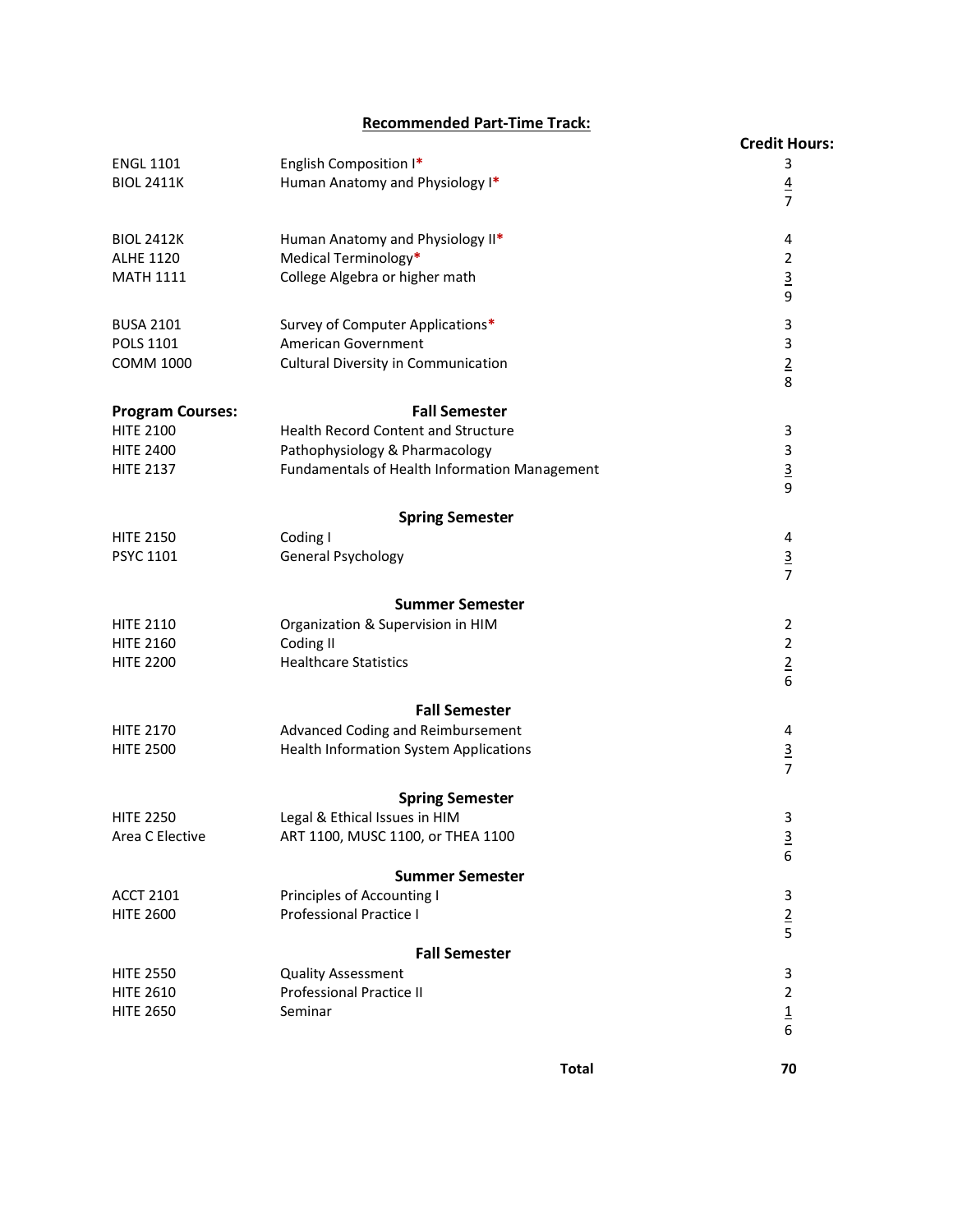## Recommended Part-Time Track:

| | | Credit Hours: |
|---|---|---|
| ENGL 1101 | English Composition I* | 3 |
| BIOL 2411K | Human Anatomy and Physiology I* | 4 |
| | | 7 |
| BIOL 2412K | Human Anatomy and Physiology II* | 4 |
| ALHE 1120 | Medical Terminology* | 2 |
| MATH 1111 | College Algebra or higher math | 3 |
| | | 9 |
| BUSA 2101 | Survey of Computer Applications* | 3 |
| POLS 1101 | American Government | 3 |
| COMM 1000 | Cultural Diversity in Communication | 2 |
| | | 8 |
| **Program Courses:** | **Fall Semester** | |
| HITE 2100 | Health Record Content and Structure | 3 |
| HITE 2400 | Pathophysiology & Pharmacology | 3 |
| HITE 2137 | Fundamentals of Health Information Management | 3 |
| | | 9 |
| | **Spring Semester** | |
| HITE 2150 | Coding I | 4 |
| PSYC 1101 | General Psychology | 3 |
| | | 7 |
| | **Summer Semester** | |
| HITE 2110 | Organization & Supervision in HIM | 2 |
| HITE 2160 | Coding II | 2 |
| HITE 2200 | Healthcare Statistics | 2 |
| | | 6 |
| | **Fall Semester** | |
| HITE 2170 | Advanced Coding and Reimbursement | 4 |
| HITE 2500 | Health Information System Applications | 3 |
| | | 7 |
| | **Spring Semester** | |
| HITE 2250 | Legal & Ethical Issues in HIM | 3 |
| Area C Elective | ART 1100, MUSC 1100, or THEA 1100 | 3 |
| | | 6 |
| | **Summer Semester** | |
| ACCT 2101 | Principles of Accounting I | 3 |
| HITE 2600 | Professional Practice I | 2 |
| | | 5 |
| | **Fall Semester** | |
| HITE 2550 | Quality Assessment | 3 |
| HITE 2610 | Professional Practice II | 2 |
| HITE 2650 | Seminar | 1 |
| | | 6 |
| | **Total** | **70** |